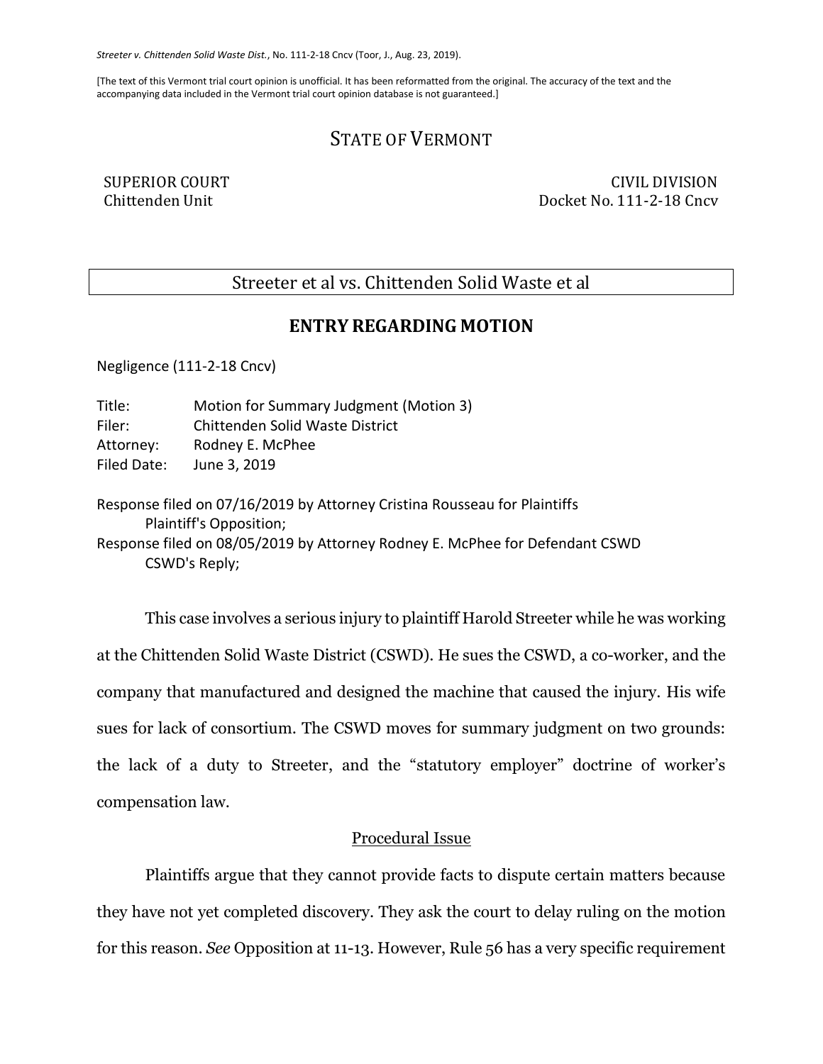*Streeter v. Chittenden Solid Waste Dist.*, No. 111-2-18 Cncv (Toor, J., Aug. 23, 2019).

[The text of this Vermont trial court opinion is unofficial. It has been reformatted from the original. The accuracy of the text and the accompanying data included in the Vermont trial court opinion database is not guaranteed.]

# STATE OF VERMONT

SUPERIOR COURT
Chittenden Unit

CIVIL DIVISION
Docket No. 111-2-18 Cncv

Streeter et al vs. Chittenden Solid Waste et al

## ENTRY REGARDING MOTION

Negligence (111-2-18 Cncv)

Title: Motion for Summary Judgment (Motion 3)
Filer: Chittenden Solid Waste District
Attorney: Rodney E. McPhee
Filed Date: June 3, 2019

Response filed on 07/16/2019 by Attorney Cristina Rousseau for Plaintiffs
Plaintiff's Opposition;
Response filed on 08/05/2019 by Attorney Rodney E. McPhee for Defendant CSWD
CSWD's Reply;

This case involves a serious injury to plaintiff Harold Streeter while he was working at the Chittenden Solid Waste District (CSWD). He sues the CSWD, a co-worker, and the company that manufactured and designed the machine that caused the injury. His wife sues for lack of consortium. The CSWD moves for summary judgment on two grounds: the lack of a duty to Streeter, and the "statutory employer" doctrine of worker's compensation law.

### Procedural Issue

Plaintiffs argue that they cannot provide facts to dispute certain matters because they have not yet completed discovery. They ask the court to delay ruling on the motion for this reason. *See* Opposition at 11-13. However, Rule 56 has a very specific requirement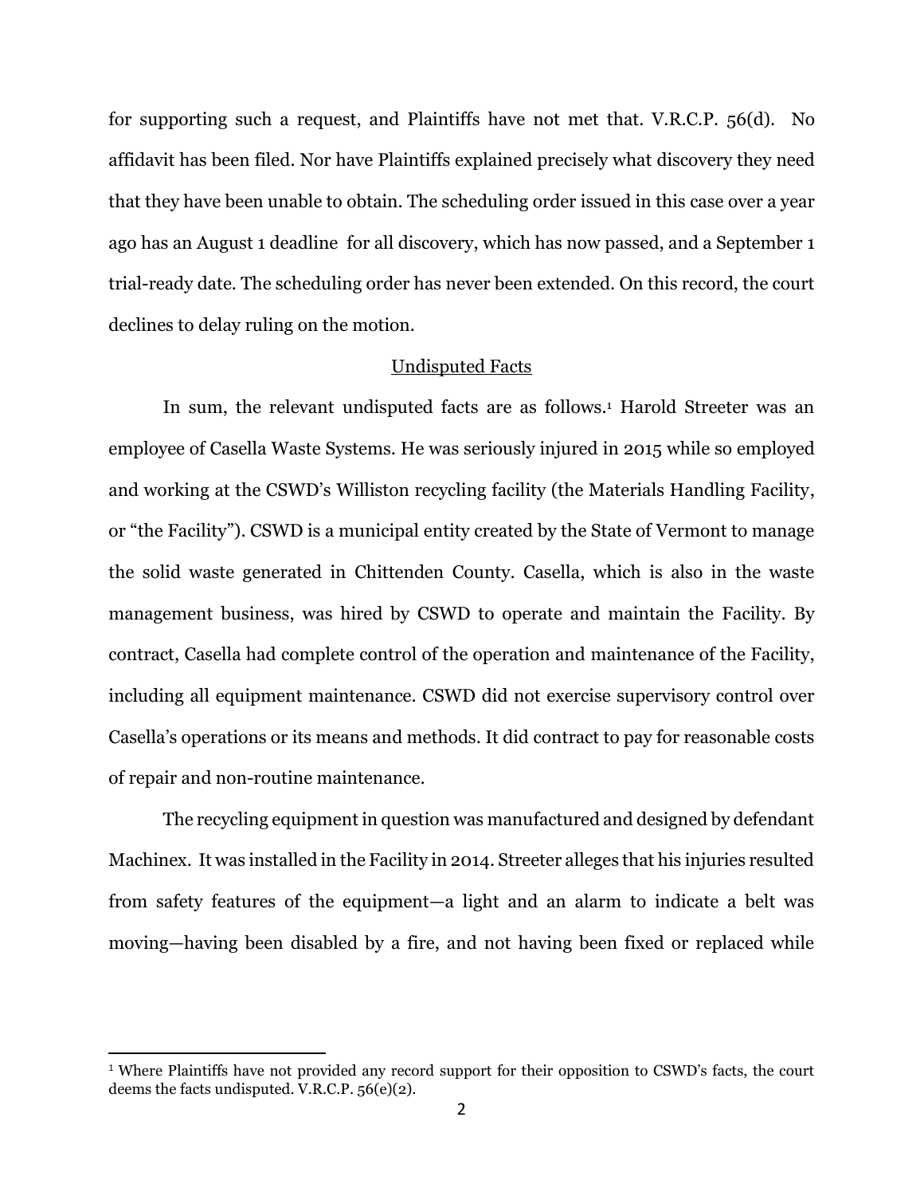for supporting such a request, and Plaintiffs have not met that. V.R.C.P. 56(d). No affidavit has been filed. Nor have Plaintiffs explained precisely what discovery they need that they have been unable to obtain. The scheduling order issued in this case over a year ago has an August 1 deadline for all discovery, which has now passed, and a September 1 trial-ready date. The scheduling order has never been extended. On this record, the court declines to delay ruling on the motion.

<u>Undisputed Facts</u>

In sum, the relevant undisputed facts are as follows.[1] Harold Streeter was an employee of Casella Waste Systems. He was seriously injured in 2015 while so employed and working at the CSWD's Williston recycling facility (the Materials Handling Facility, or "the Facility"). CSWD is a municipal entity created by the State of Vermont to manage the solid waste generated in Chittenden County. Casella, which is also in the waste management business, was hired by CSWD to operate and maintain the Facility. By contract, Casella had complete control of the operation and maintenance of the Facility, including all equipment maintenance. CSWD did not exercise supervisory control over Casella's operations or its means and methods. It did contract to pay for reasonable costs of repair and non-routine maintenance.

The recycling equipment in question was manufactured and designed by defendant Machinex. It was installed in the Facility in 2014. Streeter alleges that his injuries resulted from safety features of the equipment—a light and an alarm to indicate a belt was moving—having been disabled by a fire, and not having been fixed or replaced while

---

[1] Where Plaintiffs have not provided any record support for their opposition to CSWD's facts, the court deems the facts undisputed. V.R.C.P. 56(e)(2).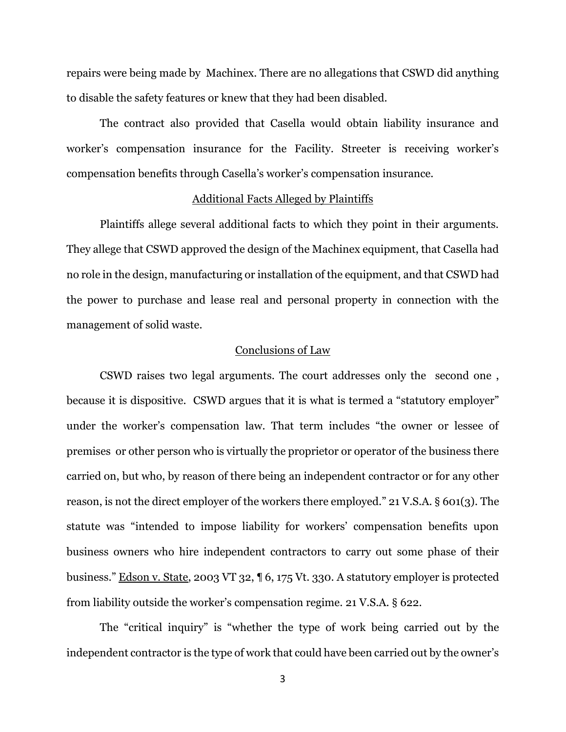repairs were being made by Machinex. There are no allegations that CSWD did anything to disable the safety features or knew that they had been disabled.

The contract also provided that Casella would obtain liability insurance and worker's compensation insurance for the Facility. Streeter is receiving worker's compensation benefits through Casella's worker's compensation insurance.

## Additional Facts Alleged by Plaintiffs

Plaintiffs allege several additional facts to which they point in their arguments. They allege that CSWD approved the design of the Machinex equipment, that Casella had no role in the design, manufacturing or installation of the equipment, and that CSWD had the power to purchase and lease real and personal property in connection with the management of solid waste.

## Conclusions of Law

CSWD raises two legal arguments. The court addresses only the second one , because it is dispositive. CSWD argues that it is what is termed a "statutory employer" under the worker's compensation law. That term includes "the owner or lessee of premises or other person who is virtually the proprietor or operator of the business there carried on, but who, by reason of there being an independent contractor or for any other reason, is not the direct employer of the workers there employed." 21 V.S.A. § 601(3). The statute was "intended to impose liability for workers' compensation benefits upon business owners who hire independent contractors to carry out some phase of their business." Edson v. State, 2003 VT 32, ¶ 6, 175 Vt. 330. A statutory employer is protected from liability outside the worker's compensation regime. 21 V.S.A. § 622.

The "critical inquiry" is "whether the type of work being carried out by the independent contractor is the type of work that could have been carried out by the owner's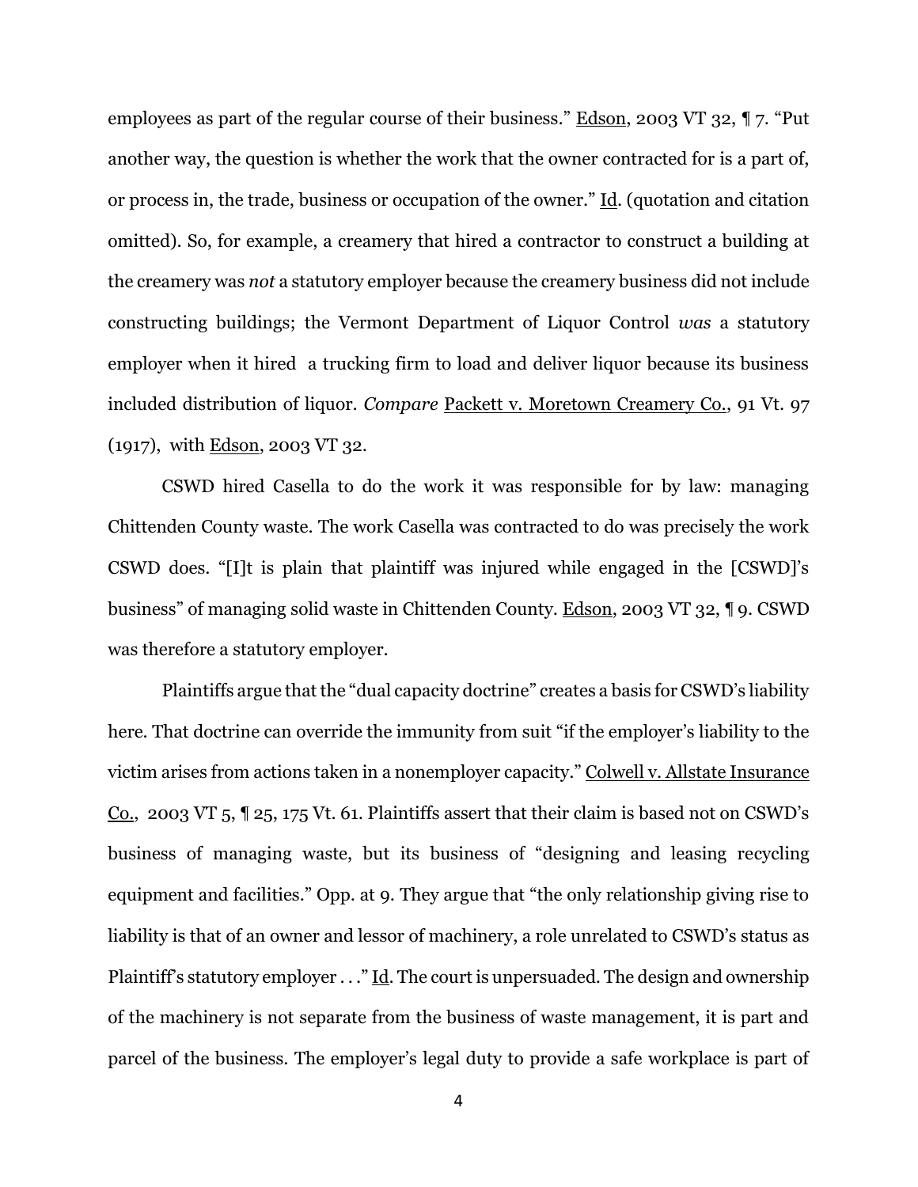employees as part of the regular course of their business." Edson, 2003 VT 32, ¶ 7. "Put another way, the question is whether the work that the owner contracted for is a part of, or process in, the trade, business or occupation of the owner." Id. (quotation and citation omitted). So, for example, a creamery that hired a contractor to construct a building at the creamery was *not* a statutory employer because the creamery business did not include constructing buildings; the Vermont Department of Liquor Control *was* a statutory employer when it hired a trucking firm to load and deliver liquor because its business included distribution of liquor. *Compare* Packett v. Moretown Creamery Co., 91 Vt. 97 (1917), with Edson, 2003 VT 32.

CSWD hired Casella to do the work it was responsible for by law: managing Chittenden County waste. The work Casella was contracted to do was precisely the work CSWD does. "[I]t is plain that plaintiff was injured while engaged in the [CSWD]'s business" of managing solid waste in Chittenden County. Edson, 2003 VT 32, ¶ 9. CSWD was therefore a statutory employer.

Plaintiffs argue that the "dual capacity doctrine" creates a basis for CSWD's liability here. That doctrine can override the immunity from suit "if the employer's liability to the victim arises from actions taken in a nonemployer capacity." Colwell v. Allstate Insurance Co., 2003 VT 5, ¶ 25, 175 Vt. 61. Plaintiffs assert that their claim is based not on CSWD's business of managing waste, but its business of "designing and leasing recycling equipment and facilities." Opp. at 9. They argue that "the only relationship giving rise to liability is that of an owner and lessor of machinery, a role unrelated to CSWD's status as Plaintiff's statutory employer . . ." Id. The court is unpersuaded. The design and ownership of the machinery is not separate from the business of waste management, it is part and parcel of the business. The employer's legal duty to provide a safe workplace is part of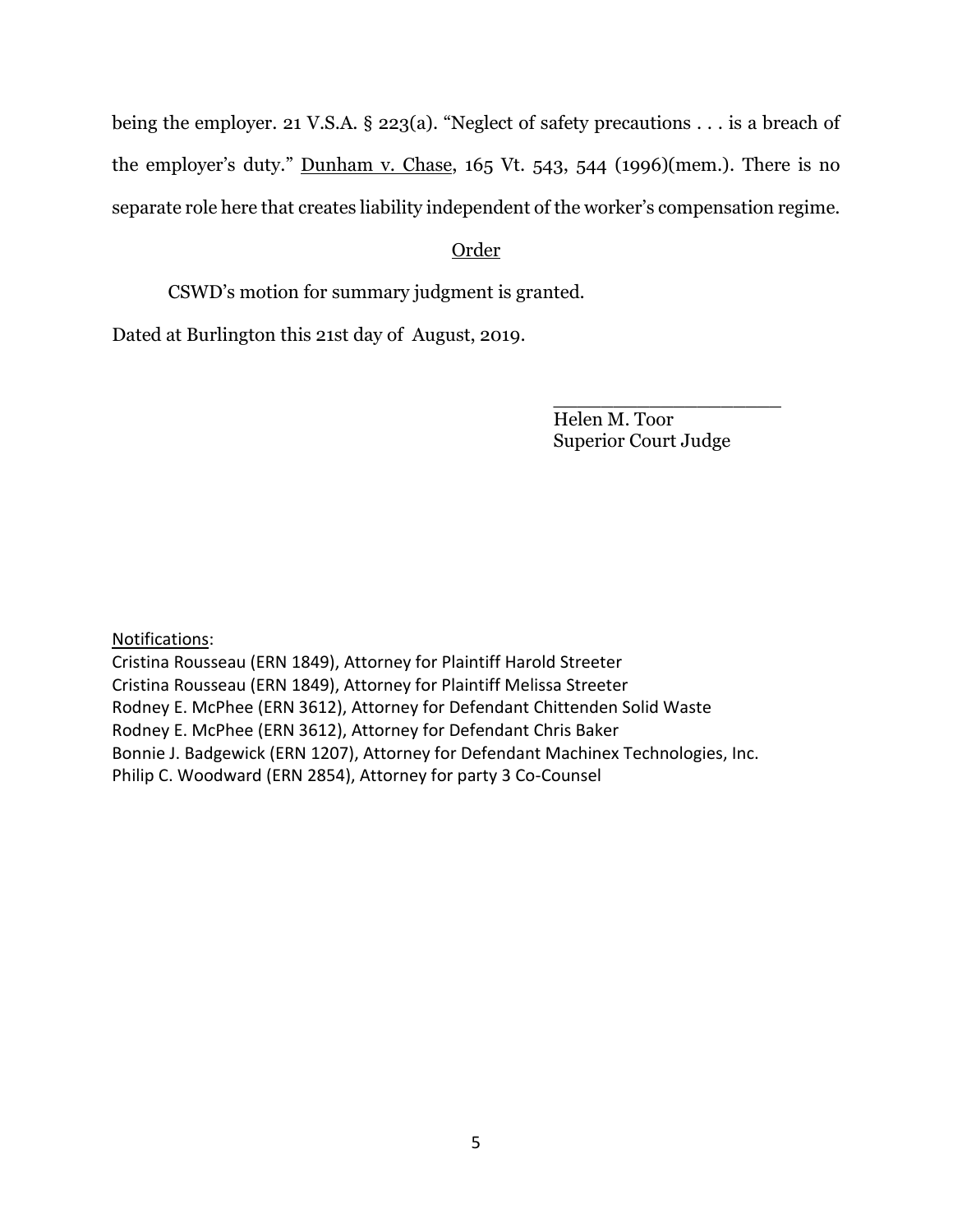being the employer. 21 V.S.A. § 223(a). "Neglect of safety precautions . . . is a breach of the employer's duty." Dunham v. Chase, 165 Vt. 543, 544 (1996)(mem.). There is no separate role here that creates liability independent of the worker's compensation regime.

## Order

CSWD's motion for summary judgment is granted.

Dated at Burlington this 21st day of August, 2019.

_____________________
Helen M. Toor
Superior Court Judge

Notifications:
Cristina Rousseau (ERN 1849), Attorney for Plaintiff Harold Streeter
Cristina Rousseau (ERN 1849), Attorney for Plaintiff Melissa Streeter
Rodney E. McPhee (ERN 3612), Attorney for Defendant Chittenden Solid Waste
Rodney E. McPhee (ERN 3612), Attorney for Defendant Chris Baker
Bonnie J. Badgewick (ERN 1207), Attorney for Defendant Machinex Technologies, Inc.
Philip C. Woodward (ERN 2854), Attorney for party 3 Co-Counsel